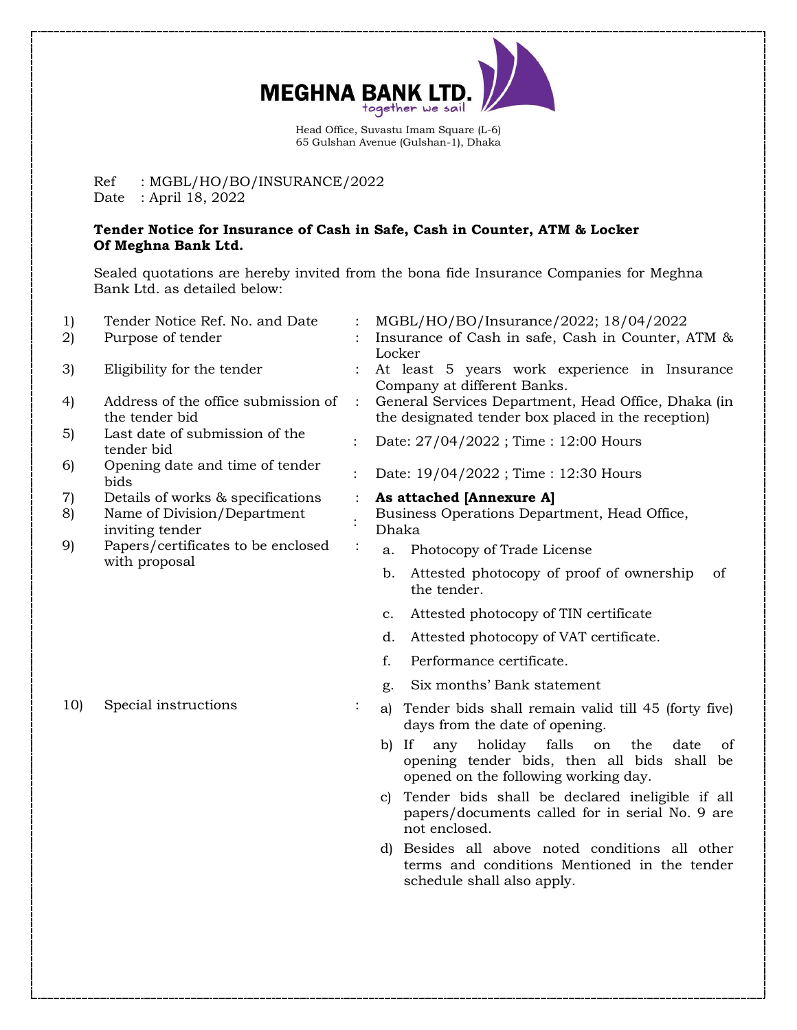**MEGHNA BANK LTD.**
together we sail

Head Office, Suvastu Imam Square (L-6)
65 Gulshan Avenue (Gulshan-1), Dhaka

Ref : MGBL/HO/BO/INSURANCE/2022
Date : April 18, 2022

**Tender Notice for Insurance of Cash in Safe, Cash in Counter, ATM & Locker Of Meghna Bank Ltd.**

Sealed quotations are hereby invited from the bona fide Insurance Companies for Meghna Bank Ltd. as detailed below:

| | | | |
|---|---|---|---|
| 1) | Tender Notice Ref. No. and Date | : | MGBL/HO/BO/Insurance/2022; 18/04/2022 |
| 2) | Purpose of tender | : | Insurance of Cash in safe, Cash in Counter, ATM & Locker |
| 3) | Eligibility for the tender | : | At least 5 years work experience in Insurance Company at different Banks. |
| 4) | Address of the office submission of the tender bid | : | General Services Department, Head Office, Dhaka (in the designated tender box placed in the reception) |
| 5) | Last date of submission of the tender bid | : | Date: 27/04/2022 ; Time : 12:00 Hours |
| 6) | Opening date and time of tender bids | : | Date: 19/04/2022 ; Time : 12:30 Hours |
| 7) | Details of works & specifications | : | **As attached [Annexure A]** |
| 8) | Name of Division/Department inviting tender | : | Business Operations Department, Head Office, Dhaka |
| 9) | Papers/certificates to be enclosed with proposal | : | a. Photocopy of Trade License<br>b. Attested photocopy of proof of ownership of the tender.<br>c. Attested photocopy of TIN certificate<br>d. Attested photocopy of VAT certificate.<br>f. Performance certificate.<br>g. Six months' Bank statement |
| 10) | Special instructions | : | a) Tender bids shall remain valid till 45 (forty five) days from the date of opening.<br>b) If any holiday falls on the date of opening tender bids, then all bids shall be opened on the following working day.<br>c) Tender bids shall be declared ineligible if all papers/documents called for in serial No. 9 are not enclosed.<br>d) Besides all above noted conditions all other terms and conditions Mentioned in the tender schedule shall also apply. |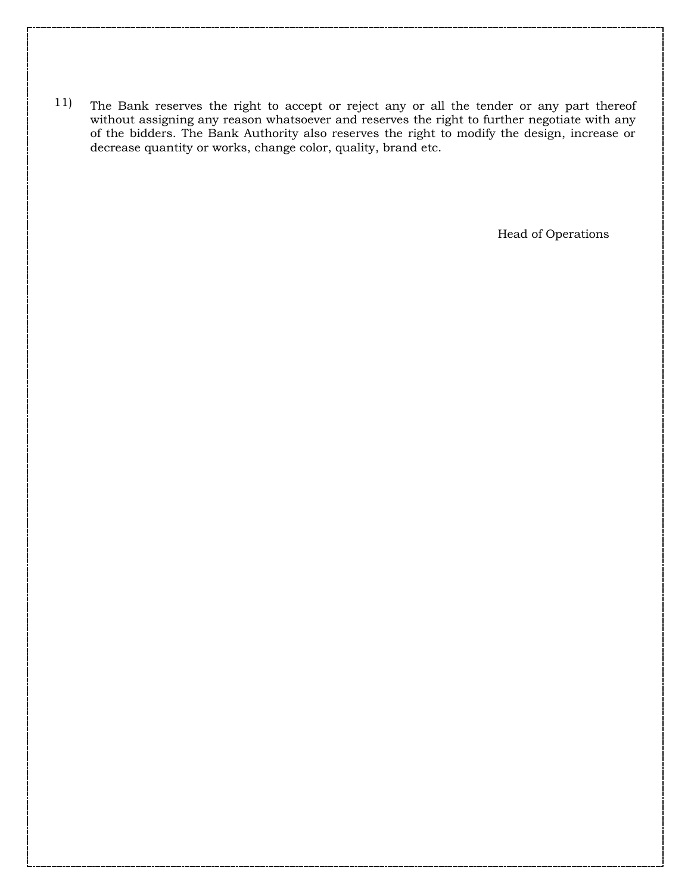11) The Bank reserves the right to accept or reject any or all the tender or any part thereof without assigning any reason whatsoever and reserves the right to further negotiate with any of the bidders. The Bank Authority also reserves the right to modify the design, increase or decrease quantity or works, change color, quality, brand etc.

Head of Operations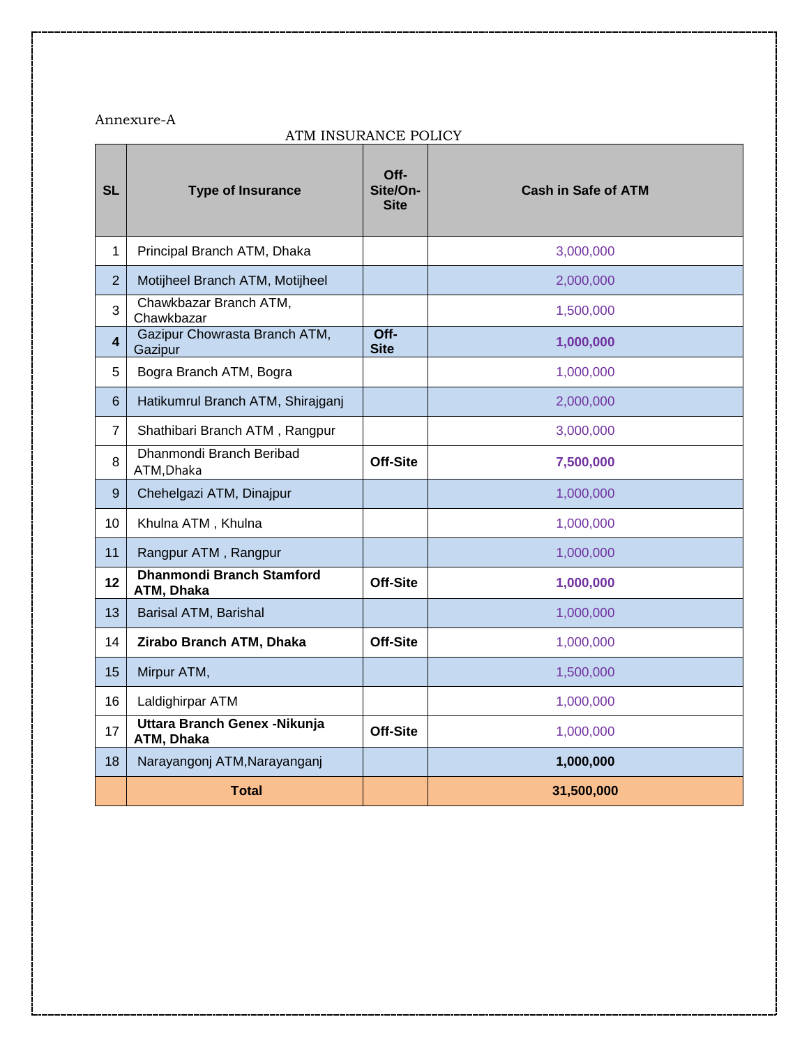Annexure-A

ATM INSURANCE POLICY

| SL | Type of Insurance | Off-Site/On-Site | Cash in Safe of ATM |
|---|---|---|---|
| 1 | Principal Branch ATM, Dhaka | | 3,000,000 |
| 2 | Motijheel Branch ATM, Motijheel | | 2,000,000 |
| 3 | Chawkbazar Branch ATM, Chawkbazar | | 1,500,000 |
| **4** | Gazipur Chowrasta Branch ATM, Gazipur | **Off-Site** | **1,000,000** |
| 5 | Bogra Branch ATM, Bogra | | 1,000,000 |
| 6 | Hatikumrul Branch ATM, Shirajganj | | 2,000,000 |
| 7 | Shathibari Branch ATM , Rangpur | | 3,000,000 |
| 8 | Dhanmondi Branch Beribad ATM,Dhaka | **Off-Site** | **7,500,000** |
| 9 | Chehelgazi ATM, Dinajpur | | 1,000,000 |
| 10 | Khulna ATM , Khulna | | 1,000,000 |
| 11 | Rangpur ATM , Rangpur | | 1,000,000 |
| **12** | **Dhanmondi Branch Stamford ATM, Dhaka** | **Off-Site** | **1,000,000** |
| 13 | Barisal ATM, Barishal | | 1,000,000 |
| 14 | **Zirabo Branch ATM, Dhaka** | **Off-Site** | 1,000,000 |
| 15 | Mirpur ATM, | | 1,500,000 |
| 16 | Laldighirpar ATM | | 1,000,000 |
| 17 | **Uttara Branch Genex -Nikunja ATM, Dhaka** | **Off-Site** | 1,000,000 |
| 18 | Narayangonj ATM,Narayanganj | | **1,000,000** |
| | **Total** | | **31,500,000** |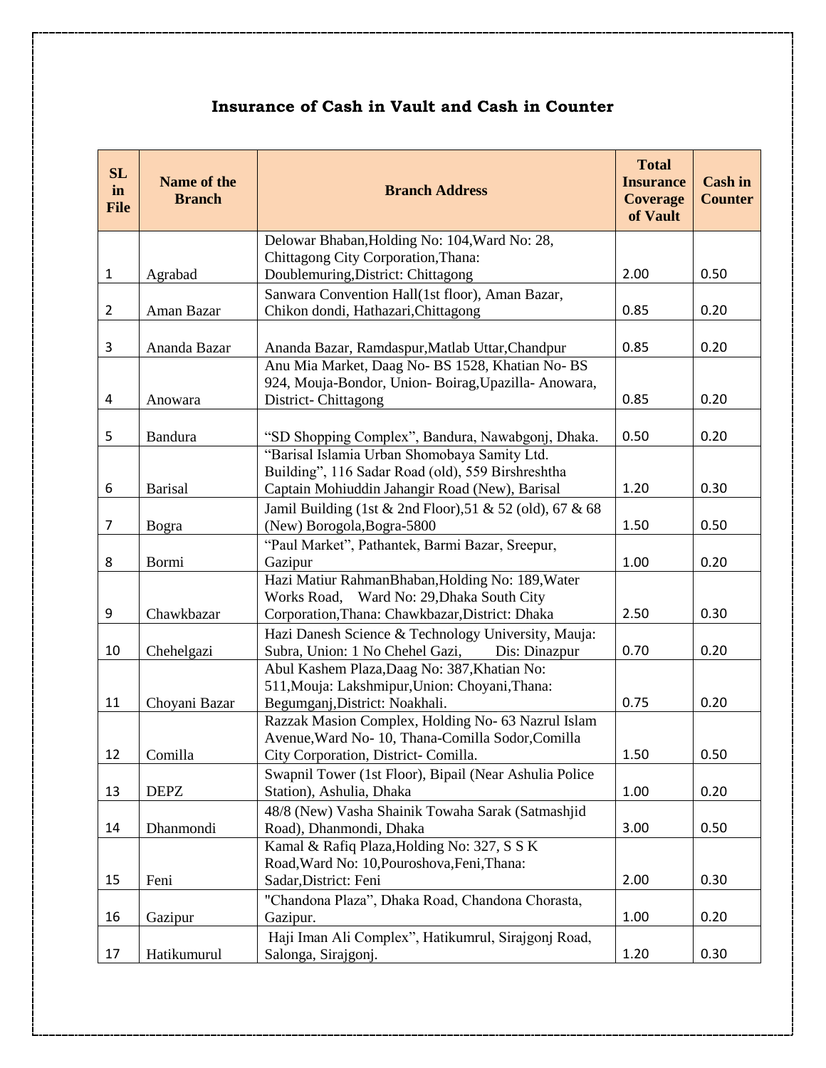## Insurance of Cash in Vault and Cash in Counter

| SL in File | Name of the Branch | Branch Address | Total Insurance Coverage of Vault | Cash in Counter |
|---|---|---|---|---|
| 1 | Agrabad | Delowar Bhaban,Holding No: 104,Ward No: 28, Chittagong City Corporation,Thana: Doublemuring,District: Chittagong | 2.00 | 0.50 |
| 2 | Aman Bazar | Sanwara Convention Hall(1st floor), Aman Bazar, Chikon dondi, Hathazari,Chittagong | 0.85 | 0.20 |
| 3 | Ananda Bazar | Ananda Bazar, Ramdaspur,Matlab Uttar,Chandpur | 0.85 | 0.20 |
| 4 | Anowara | Anu Mia Market, Daag No- BS 1528, Khatian No- BS 924, Mouja-Bondor, Union- Boirag,Upazilla- Anowara, District- Chittagong | 0.85 | 0.20 |
| 5 | Bandura | "SD Shopping Complex", Bandura, Nawabgonj, Dhaka. | 0.50 | 0.20 |
| 6 | Barisal | "Barisal Islamia Urban Shomobaya Samity Ltd. Building", 116 Sadar Road (old), 559 Birshreshtha Captain Mohiuddin Jahangir Road (New), Barisal | 1.20 | 0.30 |
| 7 | Bogra | Jamil Building (1st & 2nd Floor),51 & 52 (old), 67 & 68 (New) Borogola,Bogra-5800 | 1.50 | 0.50 |
| 8 | Bormi | "Paul Market", Pathantek, Barmi Bazar, Sreepur, Gazipur | 1.00 | 0.20 |
| 9 | Chawkbazar | Hazi Matiur RahmanBhaban,Holding No: 189,Water Works Road, Ward No: 29,Dhaka South City Corporation,Thana: Chawkbazar,District: Dhaka | 2.50 | 0.30 |
| 10 | Chehelgazi | Hazi Danesh Science & Technology University, Mauja: Subra, Union: 1 No Chehel Gazi, Dis: Dinazpur | 0.70 | 0.20 |
| 11 | Choyani Bazar | Abul Kashem Plaza,Daag No: 387,Khatian No: 511,Mouja: Lakshmipur,Union: Choyani,Thana: Begumganj,District: Noakhali. | 0.75 | 0.20 |
| 12 | Comilla | Razzak Masion Complex, Holding No- 63 Nazrul Islam Avenue,Ward No- 10, Thana-Comilla Sodor,Comilla City Corporation, District- Comilla. | 1.50 | 0.50 |
| 13 | DEPZ | Swapnil Tower (1st Floor), Bipail (Near Ashulia Police Station), Ashulia, Dhaka | 1.00 | 0.20 |
| 14 | Dhanmondi | 48/8 (New) Vasha Shainik Towaha Sarak (Satmashjid Road), Dhanmondi, Dhaka | 3.00 | 0.50 |
| 15 | Feni | Kamal & Rafiq Plaza,Holding No: 327, S S K Road,Ward No: 10,Pouroshova,Feni,Thana: Sadar,District: Feni | 2.00 | 0.30 |
| 16 | Gazipur | "Chandona Plaza", Dhaka Road, Chandona Chorasta, Gazipur. | 1.00 | 0.20 |
| 17 | Hatikumurul | Haji Iman Ali Complex", Hatikumrul, Sirajgonj Road, Salonga, Sirajgonj. | 1.20 | 0.30 |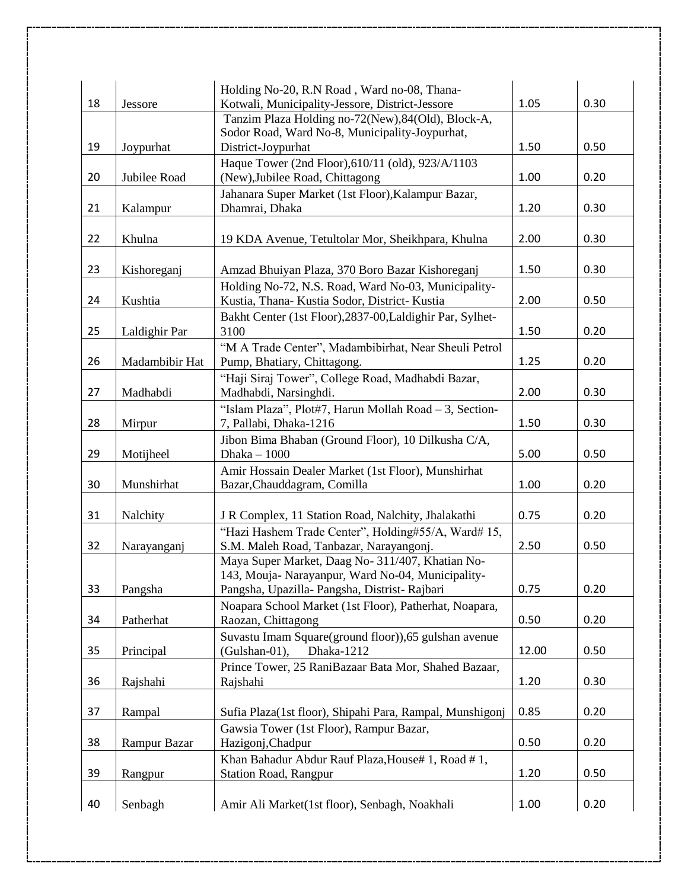| | | | | |
|---|---|---|---|---|
| 18 | Jessore | Holding No-20, R.N Road , Ward no-08, Thana-Kotwali, Municipality-Jessore, District-Jessore | 1.05 | 0.30 |
| 19 | Joypurhat | Tanzim Plaza Holding no-72(New),84(Old), Block-A, Sodor Road, Ward No-8, Municipality-Joypurhat, District-Joypurhat | 1.50 | 0.50 |
| 20 | Jubilee Road | Haque Tower (2nd Floor),610/11 (old), 923/A/1103 (New),Jubilee Road, Chittagong | 1.00 | 0.20 |
| 21 | Kalampur | Jahanara Super Market (1st Floor),Kalampur Bazar, Dhamrai, Dhaka | 1.20 | 0.30 |
| 22 | Khulna | 19 KDA Avenue, Tetultolar Mor, Sheikhpara, Khulna | 2.00 | 0.30 |
| 23 | Kishoreganj | Amzad Bhuiyan Plaza, 370 Boro Bazar Kishoreganj | 1.50 | 0.30 |
| 24 | Kushtia | Holding No-72, N.S. Road, Ward No-03, Municipality-Kustia, Thana- Kustia Sodor, District- Kustia | 2.00 | 0.50 |
| 25 | Laldighir Par | Bakht Center (1st Floor),2837-00,Laldighir Par, Sylhet-3100 | 1.50 | 0.20 |
| 26 | Madambibir Hat | "M A Trade Center", Madambibirhat, Near Sheuli Petrol Pump, Bhatiary, Chittagong. | 1.25 | 0.20 |
| 27 | Madhabdi | "Haji Siraj Tower", College Road, Madhabdi Bazar, Madhabdi, Narsinghdi. | 2.00 | 0.30 |
| 28 | Mirpur | "Islam Plaza", Plot#7, Harun Mollah Road – 3, Section-7, Pallabi, Dhaka-1216 | 1.50 | 0.30 |
| 29 | Motijheel | Jibon Bima Bhaban (Ground Floor), 10 Dilkusha C/A, Dhaka – 1000 | 5.00 | 0.50 |
| 30 | Munshirhat | Amir Hossain Dealer Market (1st Floor), Munshirhat Bazar,Chauddagram, Comilla | 1.00 | 0.20 |
| 31 | Nalchity | J R Complex, 11 Station Road, Nalchity, Jhalakathi | 0.75 | 0.20 |
| 32 | Narayanganj | "Hazi Hashem Trade Center", Holding#55/A, Ward# 15, S.M. Maleh Road, Tanbazar, Narayangonj. | 2.50 | 0.50 |
| 33 | Pangsha | Maya Super Market, Daag No- 311/407, Khatian No-143, Mouja- Narayanpur, Ward No-04, Municipality-Pangsha, Upazilla- Pangsha, Distrist- Rajbari | 0.75 | 0.20 |
| 34 | Patherhat | Noapara School Market (1st Floor), Patherhat, Noapara, Raozan, Chittagong | 0.50 | 0.20 |
| 35 | Principal | Suvastu Imam Square(ground floor)),65 gulshan avenue (Gulshan-01), Dhaka-1212 | 12.00 | 0.50 |
| 36 | Rajshahi | Prince Tower, 25 RaniBazaar Bata Mor, Shahed Bazaar, Rajshahi | 1.20 | 0.30 |
| 37 | Rampal | Sufia Plaza(1st floor), Shipahi Para, Rampal, Munshigonj | 0.85 | 0.20 |
| 38 | Rampur Bazar | Gawsia Tower (1st Floor), Rampur Bazar, Hazigonj,Chadpur | 0.50 | 0.20 |
| 39 | Rangpur | Khan Bahadur Abdur Rauf Plaza,House# 1, Road # 1, Station Road, Rangpur | 1.20 | 0.50 |
| 40 | Senbagh | Amir Ali Market(1st floor), Senbagh, Noakhali | 1.00 | 0.20 |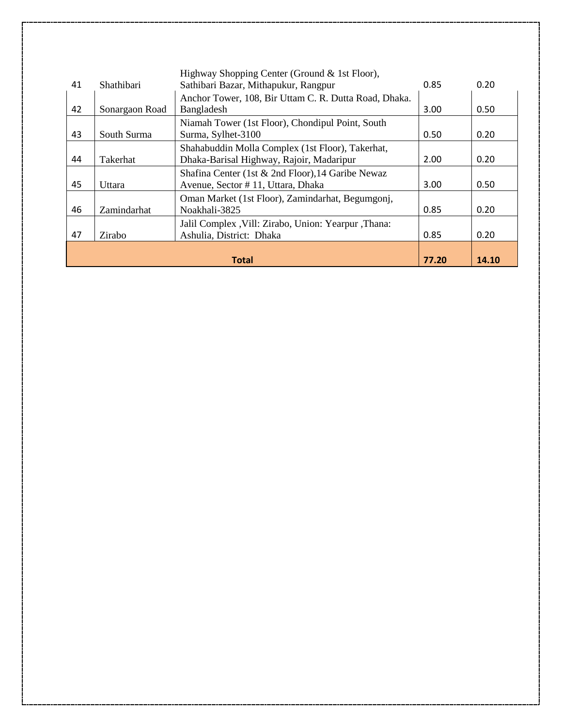| | | | | |
|---|---|---|---|---|
| 41 | Shathibari | Highway Shopping Center (Ground & 1st Floor), Sathibari Bazar, Mithapukur, Rangpur | 0.85 | 0.20 |
| 42 | Sonargaon Road | Anchor Tower, 108, Bir Uttam C. R. Dutta Road, Dhaka. Bangladesh | 3.00 | 0.50 |
| 43 | South Surma | Niamah Tower (1st Floor), Chondipul Point, South Surma, Sylhet-3100 | 0.50 | 0.20 |
| 44 | Takerhat | Shahabuddin Molla Complex (1st Floor), Takerhat, Dhaka-Barisal Highway, Rajoir, Madaripur | 2.00 | 0.20 |
| 45 | Uttara | Shafina Center (1st & 2nd Floor),14 Garibe Newaz Avenue, Sector # 11, Uttara, Dhaka | 3.00 | 0.50 |
| 46 | Zamindarhat | Oman Market (1st Floor), Zamindarhat, Begumgonj, Noakhali-3825 | 0.85 | 0.20 |
| 47 | Zirabo | Jalil Complex ,Vill: Zirabo, Union: Yearpur ,Thana: Ashulia, District: Dhaka | 0.85 | 0.20 |
| **Total** | | | **77.20** | **14.10** |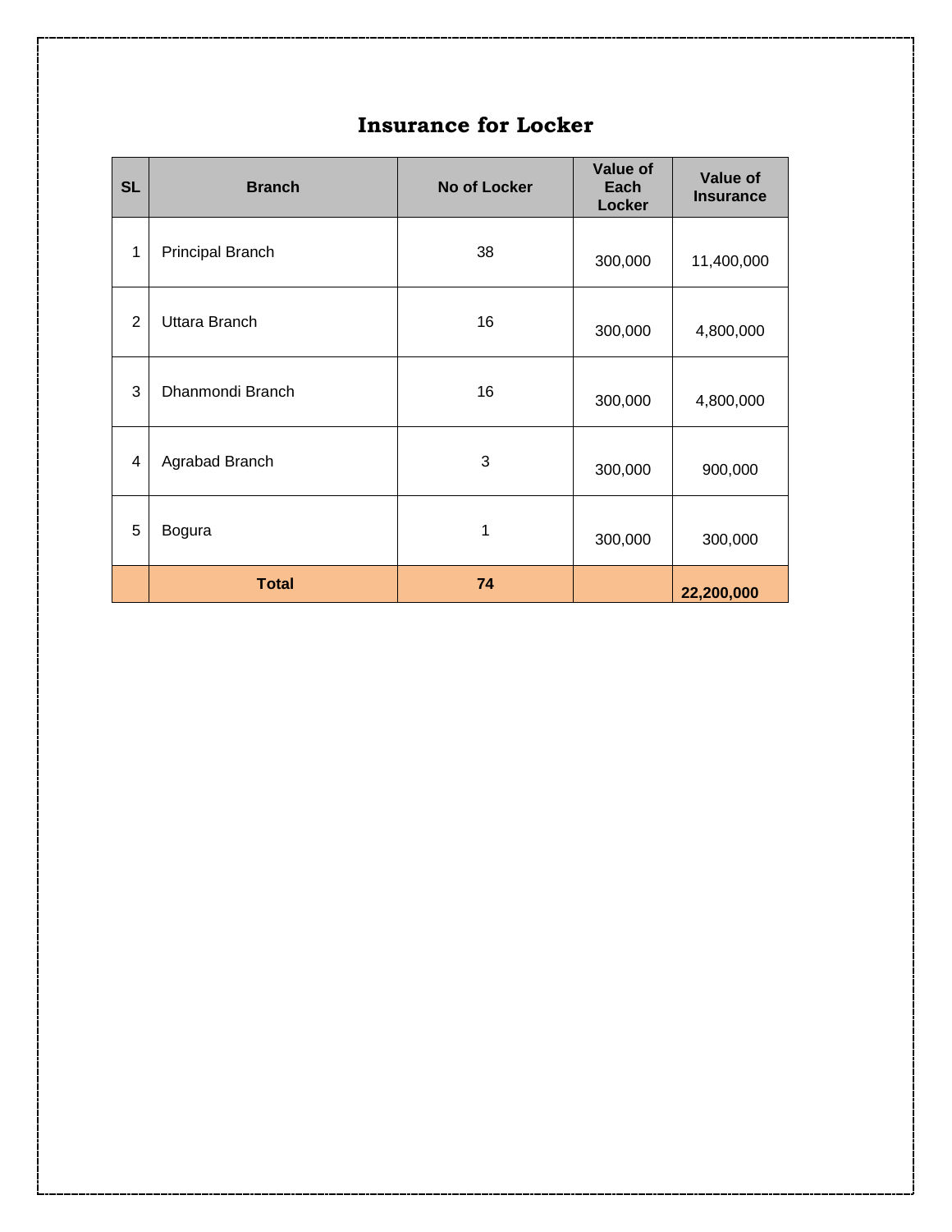# Insurance for Locker

| SL | Branch | No of Locker | Value of Each Locker | Value of Insurance |
|---|---|---|---|---|
| 1 | Principal Branch | 38 | 300,000 | 11,400,000 |
| 2 | Uttara Branch | 16 | 300,000 | 4,800,000 |
| 3 | Dhanmondi Branch | 16 | 300,000 | 4,800,000 |
| 4 | Agrabad Branch | 3 | 300,000 | 900,000 |
| 5 | Bogura | 1 | 300,000 | 300,000 |
| | **Total** | **74** | | **22,200,000** |